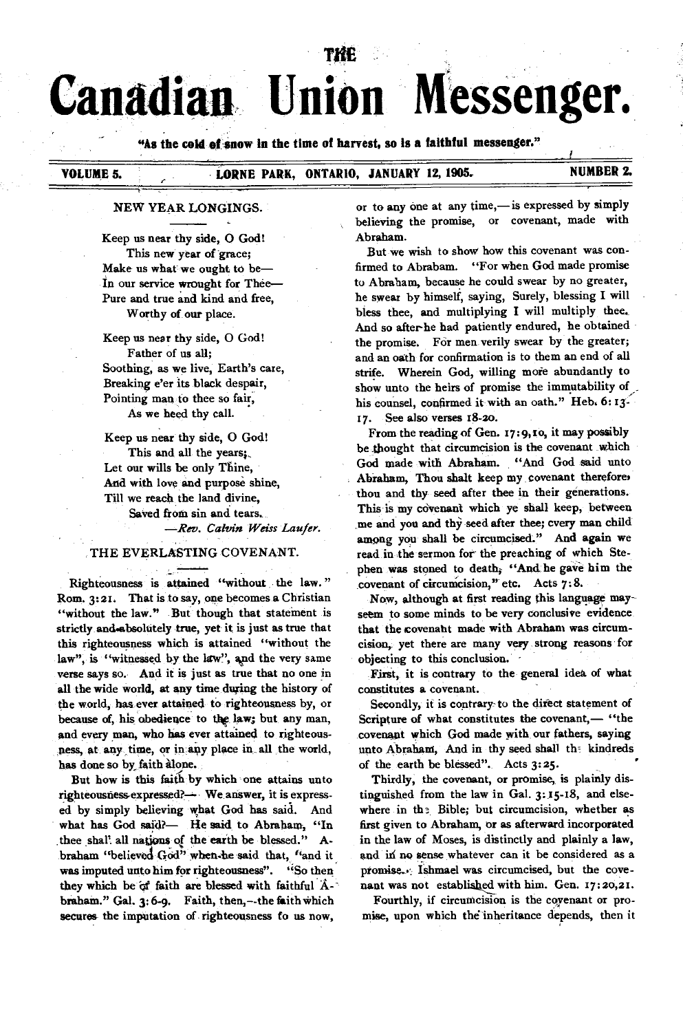# THE Canadian Union Messenger.

"As the cold of snow in the time of harvest, so is a faithful messenger."

VOLUME 5. LORNE PARK, ONTARIO, JANUARY 12, 1905. NUMBER 2.

## NEW YEAR LONGINGS.

Keep us near thy side, O God!
This new year of grace;
Make us what we ought to be—
In our service wrought for Thee—
Pure and true and kind and free,
Worthy of our place.

Keep us near thy side, O God!
Father of us all;
Soothing, as we live, Earth's care,
Breaking e'er its black despair,
Pointing man to thee so fair,
As we heed thy call.

Keep us near thy side, O God!
This and all the years;
Let our wills be only Thine,
And with love and purpose shine,
Till we reach the land divine,
Saved from sin and tears.

—*Rev. Calvin Weiss Laufer.*

## THE EVERLASTING COVENANT.

Righteousness is attained "without the law." Rom. 3:21. That is to say, one becomes a Christian "without the law." But though that statement is strictly and absolutely true, yet it is just as true that this righteousness which is attained "without the law", is "witnessed by the law", and the very same verse says so. And it is just as true that no one in all the wide world, at any time during the history of the world, has ever attained to righteousness by, or because of, his obedience to the law; but any man, and every man, who has ever attained to righteousness, at any time, or in any place in all the world, has done so by faith alone.

But how is this faith by which one attains unto righteousness expressed?— We answer, it is expressed by simply believing what God has said. And what has God said?— He said to Abraham, "In thee shall all nations of the earth be blessed." Abraham "believed God" when he said that, "and it was imputed unto him for righteousness". "So then they which be of faith are blessed with faithful Abraham." Gal. 3:6-9. Faith, then,—the faith which secures the imputation of righteousness to us now, or to any one at any time,— is expressed by simply believing the promise, or covenant, made with Abraham.

But we wish to show how this covenant was confirmed to Abraham. "For when God made promise to Abraham, because he could swear by no greater, he swear by himself, saying, Surely, blessing I will bless thee, and multiplying I will multiply thee. And so after he had patiently endured, he obtained the promise. For men verily swear by the greater; and an oath for confirmation is to them an end of all strife. Wherein God, willing more abundantly to show unto the heirs of promise the immutability of his counsel, confirmed it with an oath." Heb. 6:13-17. See also verses 18-20.

From the reading of Gen. 17:9,10, it may possibly be thought that circumcision is the covenant which God made with Abraham. "And God said unto Abraham, Thou shalt keep my covenant therefore, thou and thy seed after thee in their generations. This is my covenant which ye shall keep, between me and you and thy seed after thee; every man child among you shall be circumcised." And again we read in the sermon for the preaching of which Stephen was stoned to death, "And he gave him the covenant of circumcision," etc. Acts 7:8.

Now, although at first reading this language may seem to some minds to be very conclusive evidence that the covenant made with Abraham was circumcision, yet there are many very strong reasons for objecting to this conclusion.

First, it is contrary to the general idea of what constitutes a covenant.

Secondly, it is contrary to the direct statement of Scripture of what constitutes the covenant,— "the covenant which God made with our fathers, saying unto Abraham, And in thy seed shall the kindreds of the earth be blessed". Acts 3:25.

Thirdly, the covenant, or promise, is plainly distinguished from the law in Gal. 3:15-18, and elsewhere in the Bible; but circumcision, whether as first given to Abraham, or as afterward incorporated in the law of Moses, is distinctly and plainly a law, and in no sense whatever can it be considered as a promise. Ishmael was circumcised, but the covenant was not established with him. Gen. 17:20,21.

Fourthly, if circumcision is the covenant or promise, upon which the inheritance depends, then it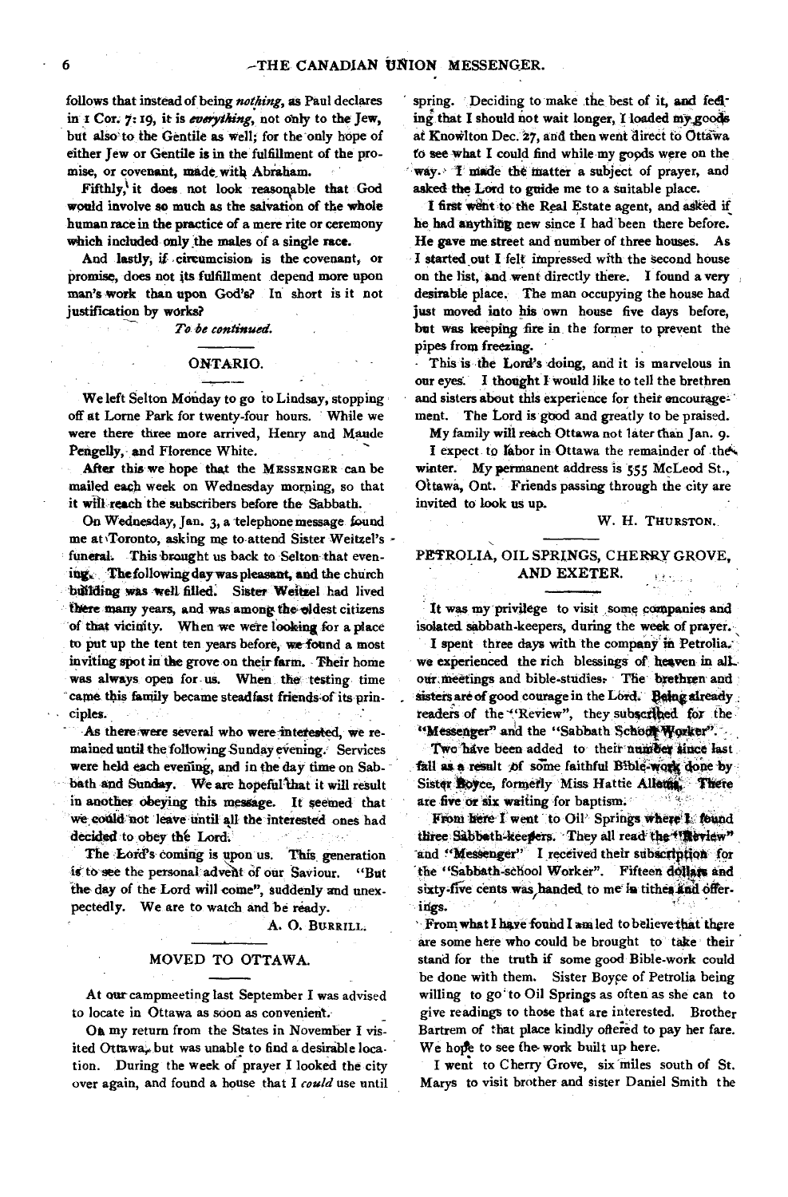follows that instead of being *nothing*, as Paul declares in 1 Cor. 7: 19, it is *everything*, not only to the Jew, but also to the Gentile as well; for the only hope of either Jew or Gentile is in the fulfillment of the promise, or covenant, made with Abraham.

Fifthly, it does not look reasonable that God would involve so much as the salvation of the whole human race in the practice of a mere rite or ceremony which included only the males of a single race.

And lastly, if circumcision is the covenant, or promise, does not its fulfillment depend more upon man's work than upon God's? In short is it not justification by works?

*To be continued.*

## ONTARIO.

We left Selton Monday to go to Lindsay, stopping off at Lorne Park for twenty-four hours. While we were there three more arrived, Henry and Maude Pengelly, and Florence White.

After this we hope that the MESSENGER can be mailed each week on Wednesday morning, so that it will reach the subscribers before the Sabbath.

On Wednesday, Jan. 3, a telephone message found me at Toronto, asking me to attend Sister Weitzel's funeral. This brought us back to Selton that evening. The following day was pleasant, and the church building was well filled. Sister Weitzel had lived there many years, and was among the oldest citizens of that vicinity. When we were looking for a place to put up the tent ten years before, we found a most inviting spot in the grove on their farm. Their home was always open for us. When the testing time came this family became steadfast friends of its principles.

As there were several who were interested, we remained until the following Sunday evening. Services were held each evening, and in the day time on Sabbath and Sunday. We are hopeful that it will result in another obeying this message. It seemed that we could not leave until all the interested ones had decided to obey the Lord.

The Lord's coming is upon us. This generation is to see the personal advent of our Saviour. "But the day of the Lord will come", suddenly and unexpectedly. We are to watch and be ready.

A. O. BURRILL.

## MOVED TO OTTAWA.

At our campmeeting last September I was advised to locate in Ottawa as soon as convenient.

On my return from the States in November I visited Ottawa, but was unable to find a desirable location. During the week of prayer I looked the city over again, and found a house that I *could* use until spring. Deciding to make the best of it, and feeling that I should not wait longer, I loaded my goods at Knowlton Dec. 27, and then went direct to Ottawa to see what I could find while my goods were on the way. I made the matter a subject of prayer, and asked the Lord to guide me to a suitable place.

I first went to the Real Estate agent, and asked if he had anything new since I had been there before. He gave me street and number of three houses. As I started out I felt impressed with the second house on the list, and went directly there. I found a very desirable place. The man occupying the house had just moved into his own house five days before, but was keeping fire in the former to prevent the pipes from freezing.

This is the Lord's doing, and it is marvelous in our eyes. I thought I would like to tell the brethren and sisters about this experience for their encouragement. The Lord is good and greatly to be praised.

My family will reach Ottawa not later than Jan. 9.

I expect to labor in Ottawa the remainder of the winter. My permanent address is 555 McLeod St., Ottawa, Ont. Friends passing through the city are invited to look us up.

W. H. THURSTON.

## PETROLIA, OIL SPRINGS, CHERRY GROVE, AND EXETER.

It was my privilege to visit some companies and isolated sabbath-keepers, during the week of prayer.

I spent three days with the company in Petrolia. we experienced the rich blessings of heaven in all our meetings and bible-studies. The brethren and sisters are of good courage in the Lord. Being already readers of the "Review", they subscribed for the "Messenger" and the "Sabbath School Worker".

Two have been added to their number since last fall as a result of some faithful Bible-work done by Sister Boyce, formerly Miss Hattie Allena. There are five or six waiting for baptism.

From here I went to Oil Springs where I found three Sabbath-keepers. They all read the "Review" and "Messenger" I received their subscription for the "Sabbath-school Worker". Fifteen dollars and sixty-five cents was handed to me in tithes and offerings.

From what I have found I am led to believe that there are some here who could be brought to take their stand for the truth if some good Bible-work could be done with them. Sister Boyce of Petrolia being willing to go to Oil Springs as often as she can to give readings to those that are interested. Brother Bartrem of that place kindly offered to pay her fare. We hope to see the work built up here.

I went to Cherry Grove, six miles south of St. Marys to visit brother and sister Daniel Smith the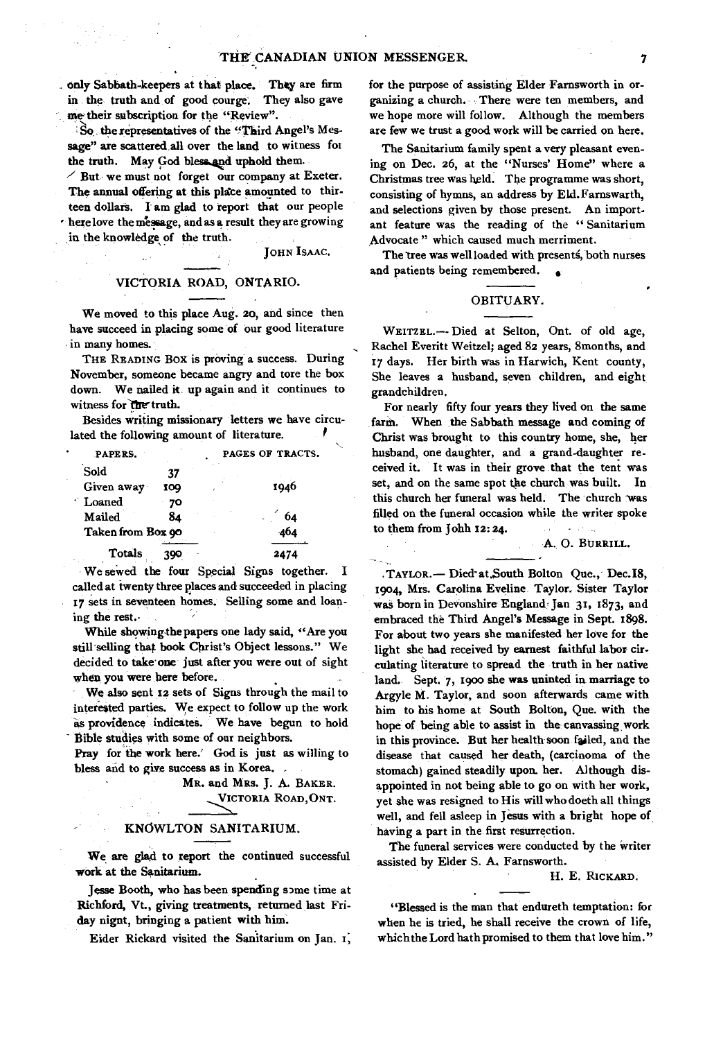only Sabbath-keepers at that place. They are firm in the truth and of good courge. They also gave me their subscription for the "Review".

So the representatives of the "Third Angel's Message" are scattered all over the land to witness for the truth. May God bless and uphold them.

But we must not forget our company at Exeter. The annual offering at this place amounted to thirteen dollars. I am glad to report that our people here love the message, and as a result they are growing in the knowledge of the truth.

JOHN ISAAC.

## VICTORIA ROAD, ONTARIO.

We moved to this place Aug. 20, and since then have succeed in placing some of our good literature in many homes.

THE READING BOX is proving a success. During November, someone became angry and tore the box down. We nailed it up again and it continues to witness for the truth.

Besides writing missionary letters we have circulated the following amount of literature.

| PAPERS. | | PAGES OF TRACTS. |
|---|---|---|
| Sold | 37 | |
| Given away | 109 | 1946 |
| Loaned | 70 | |
| Mailed | 84 | 64 |
| Taken from Box | 90 | 464 |
| Totals | 390 | 2474 |

We sewed the four Special Signs together. I called at twenty three places and succeeded in placing 17 sets in seventeen homes. Selling some and loaning the rest.

While showing the papers one lady said, "Are you still selling that book Christ's Object lessons." We decided to take one just after you were out of sight when you were here before.

We also sent 12 sets of Signs through the mail to interested parties. We expect to follow up the work as providence indicates. We have begun to hold Bible studies with some of our neighbors.

Pray for the work here. God is just as willing to bless and to give success as in Korea.

MR. and MRS. J. A. BAKER.
VICTORIA ROAD, ONT.

## KNOWLTON SANITARIUM.

We are glad to report the continued successful work at the Sanitarium.

Jesse Booth, who has been spending some time at Richford, Vt., giving treatments, returned last Friday nignt, bringing a patient with him.

Elder Rickard visited the Sanitarium on Jan. 1, for the purpose of assisting Elder Farnsworth in organizing a church. There were ten members, and we hope more will follow. Although the members are few we trust a good work will be carried on here.

The Sanitarium family spent a very pleasant evening on Dec. 26, at the "Nurses' Home" where a Christmas tree was held. The programme was short, consisting of hymns, an address by Eld. Farnswarth, and selections given by those present. An important feature was the reading of the "Sanitarium Advocate" which caused much merriment.

The tree was well loaded with presents, both nurses and patients being remembered.

## OBITUARY.

WEITZEL.—Died at Selton, Ont. of old age, Rachel Everitt Weitzel; aged 82 years, 8months, and 17 days. Her birth was in Harwich, Kent county, She leaves a husband, seven children, and eight grandchildren.

For nearly fifty four years they lived on the same farm. When the Sabbath message and coming of Christ was brought to this country home, she, her husband, one daughter, and a grand-daughter received it. It was in their grove that the tent was set, and on the same spot the church was built. In this church her funeral was held. The church was filled on the funeral occasion while the writer spoke to them from John 12: 24.

A. O. BURRILL.

TAYLOR.— Died at South Bolton Que., Dec. 18, 1904, Mrs. Carolina Eveline Taylor. Sister Taylor was born in Devonshire England Jan 31, 1873, and embraced the Third Angel's Message in Sept. 1898. For about two years she manifested her love for the light she had received by earnest faithful labor circulating literature to spread the truth in her native land. Sept. 7, 1900 she was uninted in marriage to Argyle M. Taylor, and soon afterwards came with him to his home at South Bolton, Que. with the hope of being able to assist in the canvassing work in this province. But her health soon failed, and the disease that caused her death, (carcinoma of the stomach) gained steadily upon her. Although disappointed in not being able to go on with her work, yet she was resigned to His will who doeth all things well, and fell asleep in Jesus with a bright hope of having a part in the first resurrection.

The funeral services were conducted by the writer assisted by Elder S. A. Farnsworth.

H. E. RICKARD.

"Blessed is the man that endureth temptation: for when he is tried, he shall receive the crown of life, which the Lord hath promised to them that love him."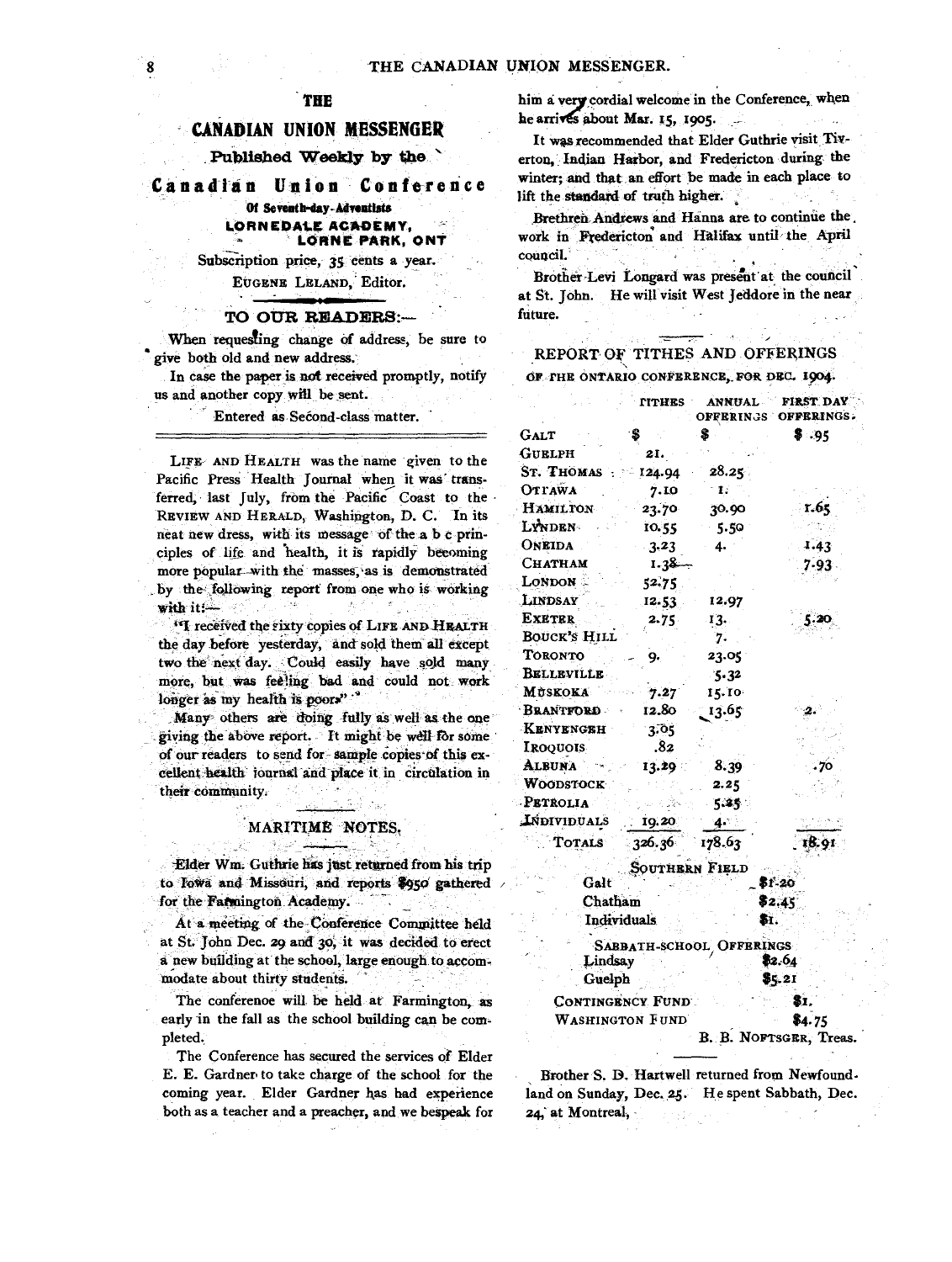# THE CANADIAN UNION MESSENGER

**Published Weekly by the**

**Canadian Union Conference**

**Of Seventh-day-Adventists**

**LORNEDALE ACADEMY, LORNE PARK, ONT**

Subscription price, 35 cents a year.

EUGENE LELAND, Editor.

### TO OUR READERS:—

When requesting change of address, be sure to give both old and new address.

In case the paper is not received promptly, notify us and another copy will be sent.

Entered as Second-class matter.

---

LIFE AND HEALTH was the name given to the Pacific Press Health Journal when it was transferred, last July, from the Pacific Coast to the REVIEW AND HERALD, Washington, D. C. In its neat new dress, with its message of the a b c principles of life and health, it is rapidly becoming more popular with the masses, as is demonstrated by the following report from one who is working with it:—

"I received the sixty copies of LIFE AND HEALTH the day before yesterday, and sold them all except two the next day. Could easily have sold many more, but was feeling bad and could not work longer as my health is poor."

Many others are doing fully as well as the one giving the above report. It might be well for some of our readers to send for sample copies of this excellent health journal and place it in circulation in their community.

## MARITIME NOTES.

Elder Wm. Guthrie has just returned from his trip to Iowa and Missouri, and reports $950 gathered for the Farmington Academy.

At a meeting of the Conference Committee held at St. John Dec. 29 and 30, it was decided to erect a new building at the school, large enough to accommodate about thirty students.

The conference will be held at Farmington, as early in the fall as the school building can be completed.

The Conference has secured the services of Elder E. E. Gardner to take charge of the school for the coming year. Elder Gardner has had experience both as a teacher and a preacher, and we bespeak for him a very cordial welcome in the Conference, when he arrives about Mar. 15, 1905.

It was recommended that Elder Guthrie visit Tiverton, Indian Harbor, and Fredericton during the winter; and that an effort be made in each place to lift the standard of truth higher.

Brethren Andrews and Hanna are to continue the work in Fredericton and Halifax until the April council.

Brother Levi Longard was present at the council at St. John. He will visit West Jeddore in the near future.

---

## REPORT OF TITHES AND OFFERINGS

OF THE ONTARIO CONFERENCE, FOR DEC. 1904.

| | TITHES | ANNUAL OFFERINGS | FIRST DAY OFFERINGS. |
|---|---|---|---|
| GALT | $ | $ | $ .95 |
| GUELPH | 21. | | |
| ST. THOMAS | 124.94 | 28.25 | |
| OTTAWA | 7.10 | 1. | |
| HAMILTON | 23.70 | 30.90 | 1.65 |
| LYNDEN | 10.55 | 5.50 | |
| ONEIDA | 3.23 | 4. | 1.43 |
| CHATHAM | 1.38 | | 7.93 |
| LONDON | 52.75 | | |
| LINDSAY | 12.53 | 12.97 | |
| EXETER | 2.75 | 13. | 5.20 |
| BOUCK'S HILL | | 7. | |
| TORONTO | 9. | 23.05 | |
| BELLEVILLE | | 5.32 | |
| MUSKOKA | 7.27 | 15.10 | |
| BRANTFORD | 12.80 | 13.65 | 2. |
| KENYENGEH | 3.05 | | |
| IROQUOIS | .82 | | |
| ALBUNA | 13.29 | 8.39 | .70 |
| WOODSTOCK | | 2.25 | |
| PETROLIA | | 5.25 | |
| INDIVIDUALS | 19.20 | 4. | |
| TOTALS | 326.36 | 178.63 | 18.91 |

SOUTHERN FIELD

| | |
|---|---|
| Galt | $1.20 |
| Chatham | $2.45 |
| Individuals | $1. |

SABBATH-SCHOOL OFFERINGS

| | |
|---|---|
| Lindsay | $2.64 |
| Guelph | $5.21 |

| | |
|---|---|
| CONTINGENCY FUND | $1. |
| WASHINGTON FUND | $4.75 |

B. B. NOFTSGER, Treas.

---

Brother S. D. Hartwell returned from Newfoundland on Sunday, Dec. 25. He spent Sabbath, Dec. 24, at Montreal,